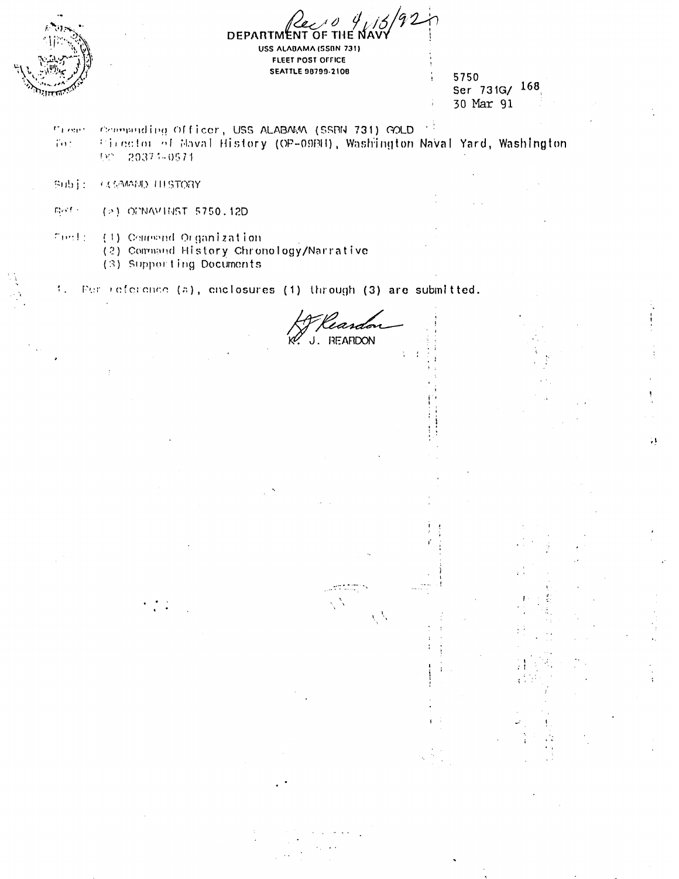Rec'd 4/16/92

DEPARTMENT OF THE NAVY
USS ALABAMA (SSBN 731)
FLEET POST OFFICE
SEATTLE 98799-2108

5750
Ser 731G/ 168
30 Mar 91

From: Commanding Officer, USS ALABAMA (SSBN 731) GOLD
To: Director of Naval History (OP-09BH), Washington Naval Yard, Washington DC 20374-0571

Subj: COMMAND HISTORY

Ref: (a) OPNAVINST 5750.12D

Encl: (1) Command Organization
(2) Command History Chronology/Narrative
(3) Supporting Documents

1. Per reference (a), enclosures (1) through (3) are submitted.

K. J. REARDON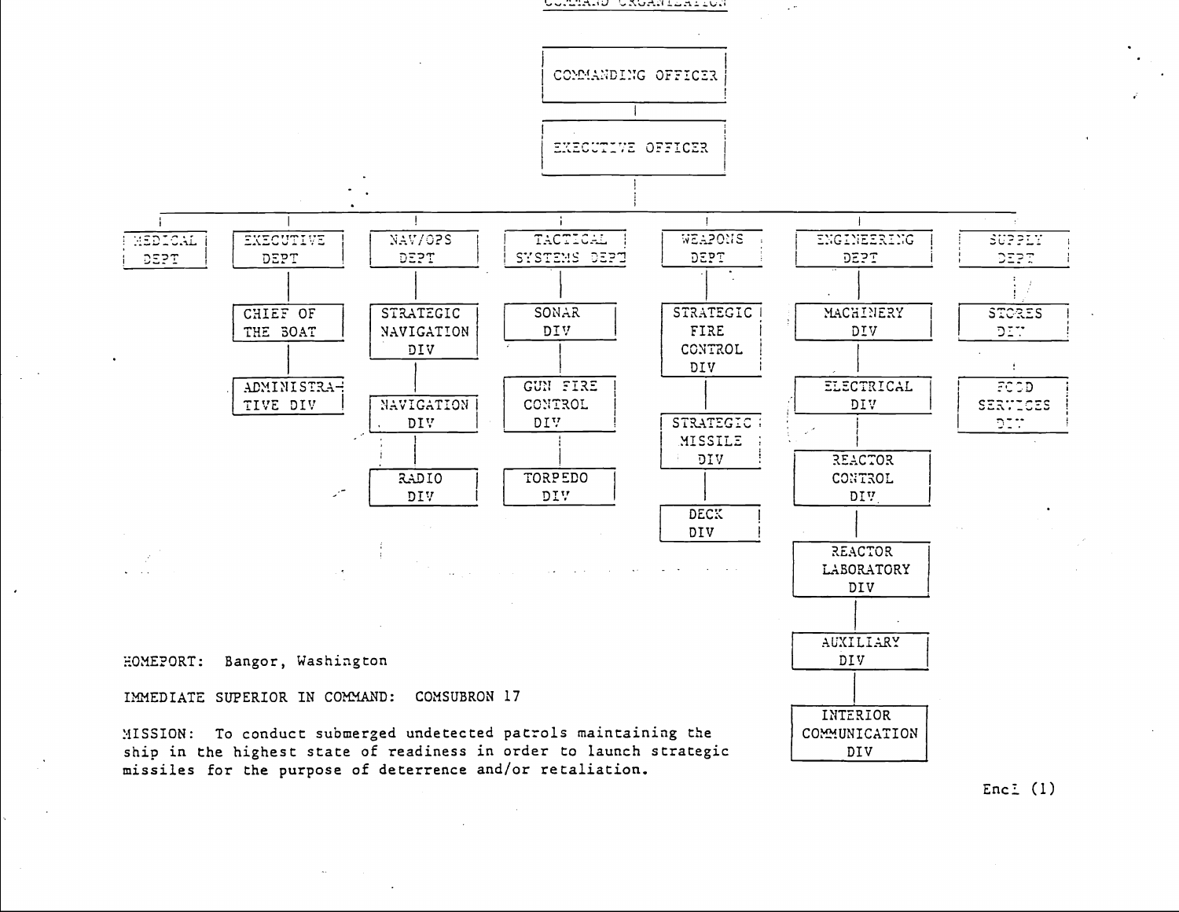## COMMAND ORGANIZATION

- COMMANDING OFFICER
  - EXECUTIVE OFFICER
    - MEDICAL DEPT
    - EXECUTIVE DEPT
      - CHIEF OF THE BOAT
        - ADMINISTRATIVE DIV
    - NAV/OPS DEPT
      - STRATEGIC NAVIGATION DIV
      - NAVIGATION DIV
      - RADIO DIV
    - TACTICAL SYSTEMS DEPT
      - SONAR DIV
      - GUN FIRE CONTROL DIV
      - TORPEDO DIV
    - WEAPONS DEPT
      - STRATEGIC FIRE CONTROL DIV
      - STRATEGIC MISSILE DIV
      - DECK DIV
    - ENGINEERING DEPT
      - MACHINERY DIV
      - ELECTRICAL DIV
      - REACTOR CONTROL DIV
      - REACTOR LABORATORY DIV
      - AUXILIARY DIV
      - INTERIOR COMMUNICATION DIV
    - SUPPLY DEPT
      - STORES DIV
      - FOOD SERVICES DIV

HOMEPORT: Bangor, Washington

IMMEDIATE SUPERIOR IN COMMAND: COMSUBRON 17

MISSION: To conduct submerged undetected patrols maintaining the ship in the highest state of readiness in order to launch strategic missiles for the purpose of deterrence and/or retaliation.

Encl (1)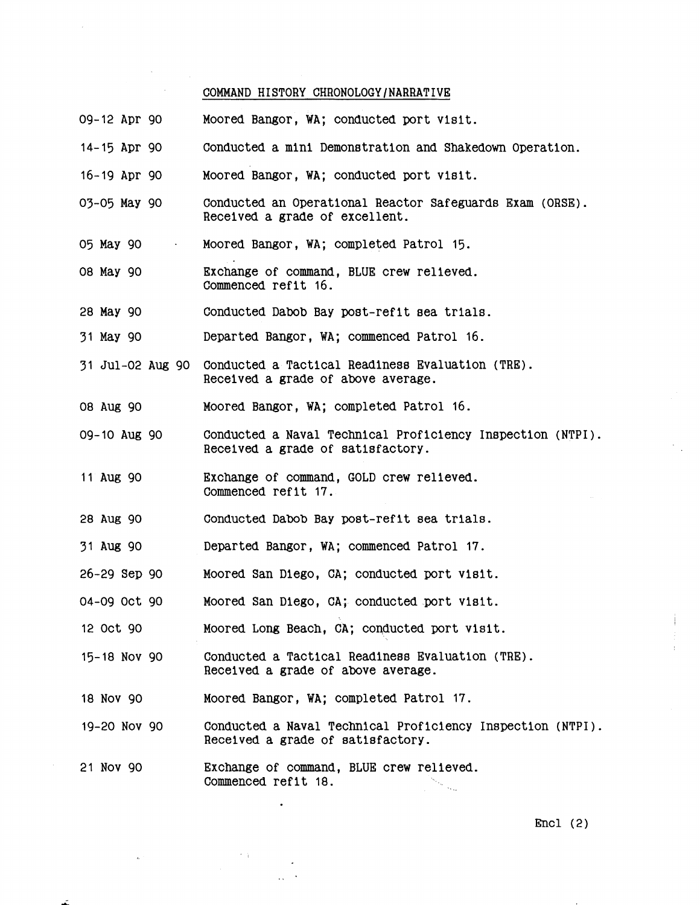## COMMAND HISTORY CHRONOLOGY/NARRATIVE

| | |
|---|---|
| 09-12 Apr 90 | Moored Bangor, WA; conducted port visit. |
| 14-15 Apr 90 | Conducted a mini Demonstration and Shakedown Operation. |
| 16-19 Apr 90 | Moored Bangor, WA; conducted port visit. |
| 03-05 May 90 | Conducted an Operational Reactor Safeguards Exam (ORSE). Received a grade of excellent. |
| 05 May 90 | Moored Bangor, WA; completed Patrol 15. |
| 08 May 90 | Exchange of command, BLUE crew relieved. Commenced refit 16. |
| 28 May 90 | Conducted Dabob Bay post-refit sea trials. |
| 31 May 90 | Departed Bangor, WA; commenced Patrol 16. |
| 31 Jul-02 Aug 90 | Conducted a Tactical Readiness Evaluation (TRE). Received a grade of above average. |
| 08 Aug 90 | Moored Bangor, WA; completed Patrol 16. |
| 09-10 Aug 90 | Conducted a Naval Technical Proficiency Inspection (NTPI). Received a grade of satisfactory. |
| 11 Aug 90 | Exchange of command, GOLD crew relieved. Commenced refit 17. |
| 28 Aug 90 | Conducted Dabob Bay post-refit sea trials. |
| 31 Aug 90 | Departed Bangor, WA; commenced Patrol 17. |
| 26-29 Sep 90 | Moored San Diego, CA; conducted port visit. |
| 04-09 Oct 90 | Moored San Diego, CA; conducted port visit. |
| 12 Oct 90 | Moored Long Beach, CA; conducted port visit. |
| 15-18 Nov 90 | Conducted a Tactical Readiness Evaluation (TRE). Received a grade of above average. |
| 18 Nov 90 | Moored Bangor, WA; completed Patrol 17. |
| 19-20 Nov 90 | Conducted a Naval Technical Proficiency Inspection (NTPI). Received a grade of satisfactory. |
| 21 Nov 90 | Exchange of command, BLUE crew relieved. Commenced refit 18. |

Encl (2)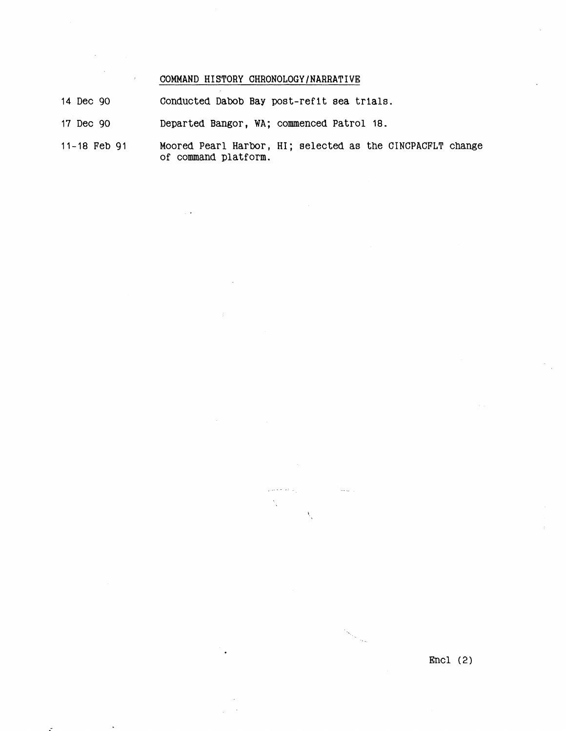## COMMAND HISTORY CHRONOLOGY/NARRATIVE

| | |
|---|---|
| 14 Dec 90 | Conducted Dabob Bay post-refit sea trials. |
| 17 Dec 90 | Departed Bangor, WA; commenced Patrol 18. |
| 11-18 Feb 91 | Moored Pearl Harbor, HI; selected as the CINCPACFLT change of command platform. |

Encl (2)